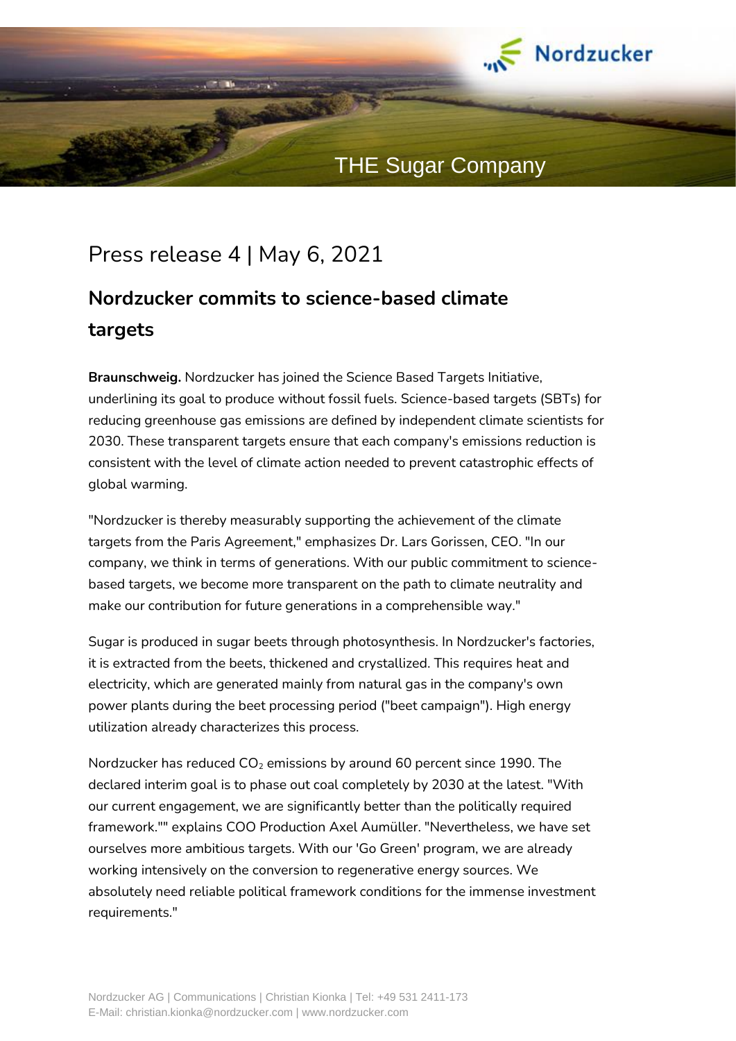Press release 4 | May 6, 2021

## Nordzucker commits to science-based climate targets

**Braunschweig.** Nordzucker has joined the Science Based Targets Initiative, underlining its goal to produce without fossil fuels. Science-based targets (SBTs) for reducing greenhouse gas emissions are defined by independent climate scientists for 2030. These transparent targets ensure that each company's emissions reduction is consistent with the level of climate action needed to prevent catastrophic effects of global warming.

"Nordzucker is thereby measurably supporting the achievement of the climate targets from the Paris Agreement," emphasizes Dr. Lars Gorissen, CEO. "In our company, we think in terms of generations. With our public commitment to science-based targets, we become more transparent on the path to climate neutrality and make our contribution for future generations in a comprehensible way."

Sugar is produced in sugar beets through photosynthesis. In Nordzucker's factories, it is extracted from the beets, thickened and crystallized. This requires heat and electricity, which are generated mainly from natural gas in the company's own power plants during the beet processing period ("beet campaign"). High energy utilization already characterizes this process.

Nordzucker has reduced $CO_2$ emissions by around 60 percent since 1990. The declared interim goal is to phase out coal completely by 2030 at the latest. "With our current engagement, we are significantly better than the politically required framework."" explains COO Production Axel Aumüller. "Nevertheless, we have set ourselves more ambitious targets. With our 'Go Green' program, we are already working intensively on the conversion to regenerative energy sources. We absolutely need reliable political framework conditions for the immense investment requirements."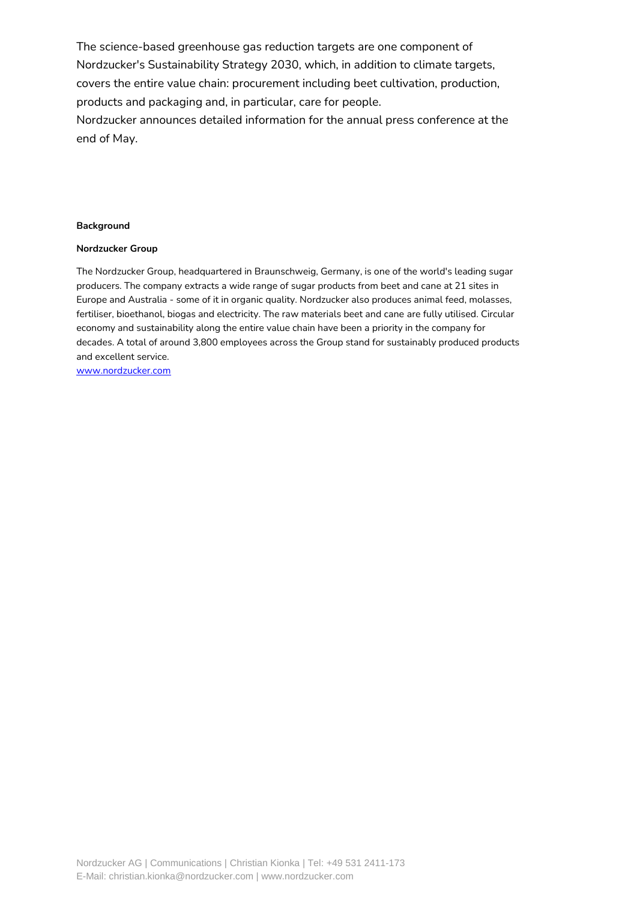The science-based greenhouse gas reduction targets are one component of Nordzucker's Sustainability Strategy 2030, which, in addition to climate targets, covers the entire value chain: procurement including beet cultivation, production, products and packaging and, in particular, care for people.
Nordzucker announces detailed information for the annual press conference at the end of May.

**Background**

**Nordzucker Group**

The Nordzucker Group, headquartered in Braunschweig, Germany, is one of the world's leading sugar producers. The company extracts a wide range of sugar products from beet and cane at 21 sites in Europe and Australia - some of it in organic quality. Nordzucker also produces animal feed, molasses, fertiliser, bioethanol, biogas and electricity. The raw materials beet and cane are fully utilised. Circular economy and sustainability along the entire value chain have been a priority in the company for decades. A total of around 3,800 employees across the Group stand for sustainably produced products and excellent service.
www.nordzucker.com

Nordzucker AG | Communications | Christian Kionka | Tel: +49 531 2411-173
E-Mail: christian.kionka@nordzucker.com | www.nordzucker.com